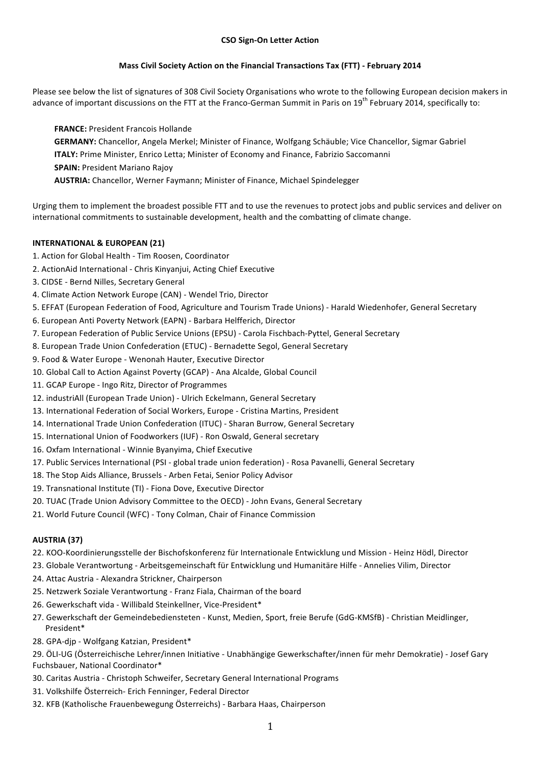**CSO Sign-On Letter Action**

**Mass Civil Society Action on the Financial Transactions Tax (FTT) - February 2014**

Please see below the list of signatures of 308 Civil Society Organisations who wrote to the following European decision makers in advance of important discussions on the FTT at the Franco-German Summit in Paris on 19th February 2014, specifically to:

**FRANCE:** President Francois Hollande
**GERMANY:** Chancellor, Angela Merkel; Minister of Finance, Wolfgang Schäuble; Vice Chancellor, Sigmar Gabriel
**ITALY:** Prime Minister, Enrico Letta; Minister of Economy and Finance, Fabrizio Saccomanni
**SPAIN:** President Mariano Rajoy
**AUSTRIA:** Chancellor, Werner Faymann; Minister of Finance, Michael Spindelegger

Urging them to implement the broadest possible FTT and to use the revenues to protect jobs and public services and deliver on international commitments to sustainable development, health and the combatting of climate change.

**INTERNATIONAL & EUROPEAN (21)**

1. Action for Global Health - Tim Roosen, Coordinator
2. ActionAid International - Chris Kinyanjui, Acting Chief Executive
3. CIDSE - Bernd Nilles, Secretary General
4. Climate Action Network Europe (CAN) - Wendel Trio, Director
5. EFFAT (European Federation of Food, Agriculture and Tourism Trade Unions) - Harald Wiedenhofer, General Secretary
6. European Anti Poverty Network (EAPN) - Barbara Helfferich, Director
7. European Federation of Public Service Unions (EPSU) - Carola Fischbach-Pyttel, General Secretary
8. European Trade Union Confederation (ETUC) - Bernadette Segol, General Secretary
9. Food & Water Europe - Wenonah Hauter, Executive Director
10. Global Call to Action Against Poverty (GCAP) - Ana Alcalde, Global Council
11. GCAP Europe - Ingo Ritz, Director of Programmes
12. industriAll (European Trade Union) - Ulrich Eckelmann, General Secretary
13. International Federation of Social Workers, Europe - Cristina Martins, President
14. International Trade Union Confederation (ITUC) - Sharan Burrow, General Secretary
15. International Union of Foodworkers (IUF) - Ron Oswald, General secretary
16. Oxfam International - Winnie Byanyima, Chief Executive
17. Public Services International (PSI - global trade union federation) - Rosa Pavanelli, General Secretary
18. The Stop Aids Alliance, Brussels - Arben Fetai, Senior Policy Advisor
19. Transnational Institute (TI) - Fiona Dove, Executive Director
20. TUAC (Trade Union Advisory Committee to the OECD) - John Evans, General Secretary
21. World Future Council (WFC) - Tony Colman, Chair of Finance Commission

**AUSTRIA (37)**

22. KOO-Koordinierungsstelle der Bischofskonferenz für Internationale Entwicklung und Mission - Heinz Hödl, Director
23. Globale Verantwortung - Arbeitsgemeinschaft für Entwicklung und Humanitäre Hilfe - Annelies Vilim, Director
24. Attac Austria - Alexandra Strickner, Chairperson
25. Netzwerk Soziale Verantwortung - Franz Fiala, Chairman of the board
26. Gewerkschaft vida - Willibald Steinkellner, Vice-President*
27. Gewerkschaft der Gemeindebediensteten - Kunst, Medien, Sport, freie Berufe (GdG-KMSfB) - Christian Meidlinger, President*
28. GPA-djp - Wolfgang Katzian, President*
29. ÖLI-UG (Österreichische Lehrer/innen Initiative - Unabhängige Gewerkschafter/innen für mehr Demokratie) - Josef Gary Fuchsbauer, National Coordinator*
30. Caritas Austria - Christoph Schweifer, Secretary General International Programs
31. Volkshilfe Österreich- Erich Fenninger, Federal Director
32. KFB (Katholische Frauenbewegung Österreichs) - Barbara Haas, Chairperson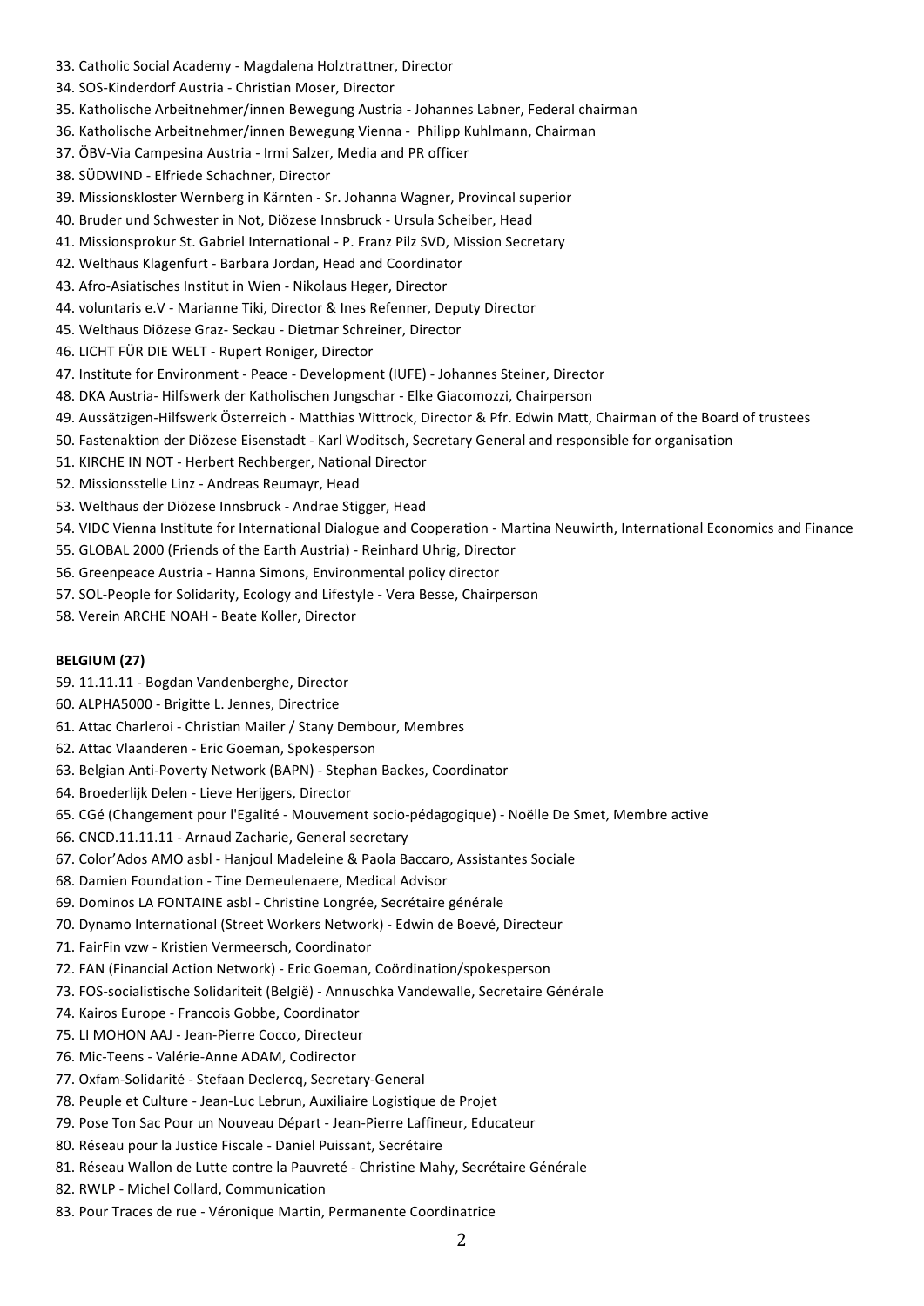33. Catholic Social Academy - Magdalena Holztrattner, Director
34. SOS-Kinderdorf Austria - Christian Moser, Director
35. Katholische Arbeitnehmer/innen Bewegung Austria - Johannes Labner, Federal chairman
36. Katholische Arbeitnehmer/innen Bewegung Vienna - Philipp Kuhlmann, Chairman
37. ÖBV-Via Campesina Austria - Irmi Salzer, Media and PR officer
38. SÜDWIND - Elfriede Schachner, Director
39. Missionskloster Wernberg in Kärnten - Sr. Johanna Wagner, Provincal superior
40. Bruder und Schwester in Not, Diözese Innsbruck - Ursula Scheiber, Head
41. Missionsprokur St. Gabriel International - P. Franz Pilz SVD, Mission Secretary
42. Welthaus Klagenfurt - Barbara Jordan, Head and Coordinator
43. Afro-Asiatisches Institut in Wien - Nikolaus Heger, Director
44. voluntaris e.V - Marianne Tiki, Director & Ines Refenner, Deputy Director
45. Welthaus Diözese Graz- Seckau - Dietmar Schreiner, Director
46. LICHT FÜR DIE WELT - Rupert Roniger, Director
47. Institute for Environment - Peace - Development (IUFE) - Johannes Steiner, Director
48. DKA Austria- Hilfswerk der Katholischen Jungschar - Elke Giacomozzi, Chairperson
49. Aussätzigen-Hilfswerk Österreich - Matthias Wittrock, Director & Pfr. Edwin Matt, Chairman of the Board of trustees
50. Fastenaktion der Diözese Eisenstadt - Karl Woditsch, Secretary General and responsible for organisation
51. KIRCHE IN NOT - Herbert Rechberger, National Director
52. Missionsstelle Linz - Andreas Reumayr, Head
53. Welthaus der Diözese Innsbruck - Andrae Stigger, Head
54. VIDC Vienna Institute for International Dialogue and Cooperation - Martina Neuwirth, International Economics and Finance
55. GLOBAL 2000 (Friends of the Earth Austria) - Reinhard Uhrig, Director
56. Greenpeace Austria - Hanna Simons, Environmental policy director
57. SOL-People for Solidarity, Ecology and Lifestyle - Vera Besse, Chairperson
58. Verein ARCHE NOAH - Beate Koller, Director

**BELGIUM (27)**

59. 11.11.11 - Bogdan Vandenberghe, Director
60. ALPHA5000 - Brigitte L. Jennes, Directrice
61. Attac Charleroi - Christian Mailer / Stany Dembour, Membres
62. Attac Vlaanderen - Eric Goeman, Spokesperson
63. Belgian Anti-Poverty Network (BAPN) - Stephan Backes, Coordinator
64. Broederlijk Delen - Lieve Herijgers, Director
65. CGé (Changement pour l'Egalité - Mouvement socio-pédagogique) - Noëlle De Smet, Membre active
66. CNCD.11.11.11 - Arnaud Zacharie, General secretary
67. Color'Ados AMO asbl - Hanjoul Madeleine & Paola Baccaro, Assistantes Sociale
68. Damien Foundation - Tine Demeulenaere, Medical Advisor
69. Dominos LA FONTAINE asbl - Christine Longrée, Secrétaire générale
70. Dynamo International (Street Workers Network) - Edwin de Boevé, Directeur
71. FairFin vzw - Kristien Vermeersch, Coordinator
72. FAN (Financial Action Network) - Eric Goeman, Coördination/spokesperson
73. FOS-socialistische Solidariteit (België) - Annuschka Vandewalle, Secretaire Générale
74. Kairos Europe - Francois Gobbe, Coordinator
75. LI MOHON AAJ - Jean-Pierre Cocco, Directeur
76. Mic-Teens - Valérie-Anne ADAM, Codirector
77. Oxfam-Solidarité - Stefaan Declercq, Secretary-General
78. Peuple et Culture - Jean-Luc Lebrun, Auxiliaire Logistique de Projet
79. Pose Ton Sac Pour un Nouveau Départ - Jean-Pierre Laffineur, Educateur
80. Réseau pour la Justice Fiscale - Daniel Puissant, Secrétaire
81. Réseau Wallon de Lutte contre la Pauvreté - Christine Mahy, Secrétaire Générale
82. RWLP - Michel Collard, Communication
83. Pour Traces de rue - Véronique Martin, Permanente Coordinatrice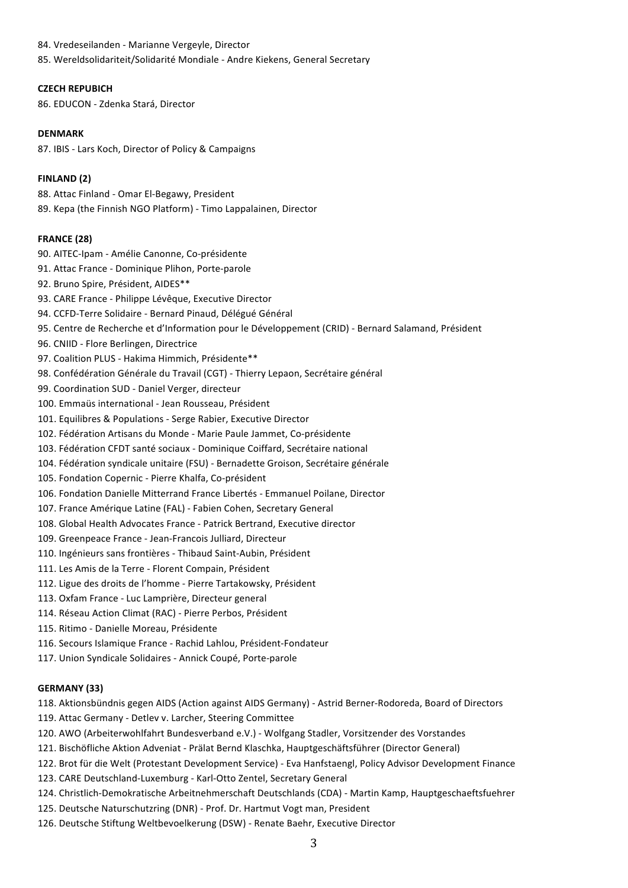84. Vredeseilanden - Marianne Vergeyle, Director
85. Wereldsolidariteit/Solidarité Mondiale - Andre Kiekens, General Secretary

**CZECH REPUBICH**

86. EDUCON - Zdenka Stará, Director

**DENMARK**

87. IBIS - Lars Koch, Director of Policy & Campaigns

**FINLAND (2)**

88. Attac Finland - Omar El-Begawy, President
89. Kepa (the Finnish NGO Platform) - Timo Lappalainen, Director

**FRANCE (28)**

90. AITEC-Ipam - Amélie Canonne, Co-présidente
91. Attac France - Dominique Plihon, Porte-parole
92. Bruno Spire, Président, AIDES**
93. CARE France - Philippe Lévêque, Executive Director
94. CCFD-Terre Solidaire - Bernard Pinaud, Délégué Général
95. Centre de Recherche et d'Information pour le Développement (CRID) - Bernard Salamand, Président
96. CNIID - Flore Berlingen, Directrice
97. Coalition PLUS - Hakima Himmich, Présidente**
98. Confédération Générale du Travail (CGT) - Thierry Lepaon, Secrétaire général
99. Coordination SUD - Daniel Verger, directeur
100. Emmaüs international - Jean Rousseau, Président
101. Equilibres & Populations - Serge Rabier, Executive Director
102. Fédération Artisans du Monde - Marie Paule Jammet, Co-présidente
103. Fédération CFDT santé sociaux - Dominique Coiffard, Secrétaire national
104. Fédération syndicale unitaire (FSU) - Bernadette Groison, Secrétaire générale
105. Fondation Copernic - Pierre Khalfa, Co-président
106. Fondation Danielle Mitterrand France Libertés - Emmanuel Poilane, Director
107. France Amérique Latine (FAL) - Fabien Cohen, Secretary General
108. Global Health Advocates France - Patrick Bertrand, Executive director
109. Greenpeace France - Jean-Francois Julliard, Directeur
110. Ingénieurs sans frontières - Thibaud Saint-Aubin, Président
111. Les Amis de la Terre - Florent Compain, Président
112. Ligue des droits de l'homme - Pierre Tartakowsky, Président
113. Oxfam France - Luc Lamprière, Directeur general
114. Réseau Action Climat (RAC) - Pierre Perbos, Président
115. Ritimo - Danielle Moreau, Présidente
116. Secours Islamique France - Rachid Lahlou, Président-Fondateur
117. Union Syndicale Solidaires - Annick Coupé, Porte-parole

**GERMANY (33)**

118. Aktionsbündnis gegen AIDS (Action against AIDS Germany) - Astrid Berner-Rodoreda, Board of Directors
119. Attac Germany - Detlev v. Larcher, Steering Committee
120. AWO (Arbeiterwohlfahrt Bundesverband e.V.) - Wolfgang Stadler, Vorsitzender des Vorstandes
121. Bischöfliche Aktion Adveniat - Prälat Bernd Klaschka, Hauptgeschäftsführer (Director General)
122. Brot für die Welt (Protestant Development Service) - Eva Hanfstaengl, Policy Advisor Development Finance
123. CARE Deutschland-Luxemburg - Karl-Otto Zentel, Secretary General
124. Christlich-Demokratische Arbeitnehmerschaft Deutschlands (CDA) - Martin Kamp, Hauptgeschaeftsfuehrer
125. Deutsche Naturschutzring (DNR) - Prof. Dr. Hartmut Vogt man, President
126. Deutsche Stiftung Weltbevoelkerung (DSW) - Renate Baehr, Executive Director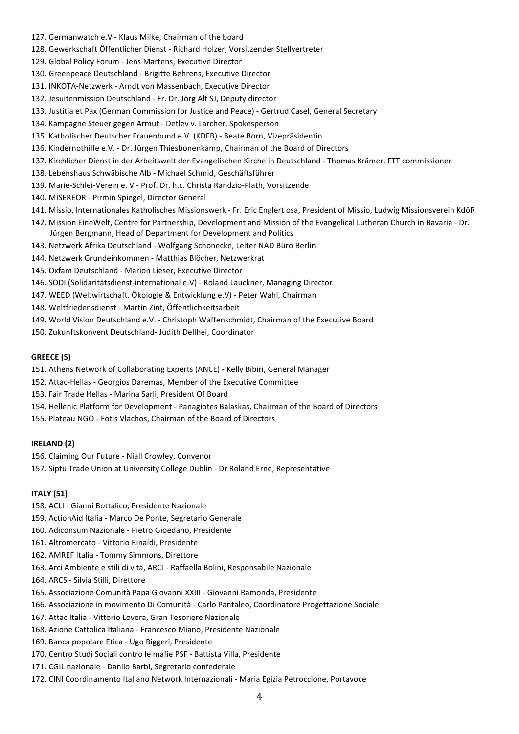127. Germanwatch e.V - Klaus Milke, Chairman of the board
128. Gewerkschaft Öffentlicher Dienst - Richard Holzer, Vorsitzender Stellvertreter
129. Global Policy Forum - Jens Martens, Executive Director
130. Greenpeace Deutschland - Brigitte Behrens, Executive Director
131. INKOTA-Netzwerk - Arndt von Massenbach, Executive Director
132. Jesuitenmission Deutschland - Fr. Dr. Jörg Alt SJ, Deputy director
133. Justitia et Pax (German Commission for Justice and Peace) - Gertrud Casel, General Secretary
134. Kampagne Steuer gegen Armut - Detlev v. Larcher, Spokesperson
135. Katholischer Deutscher Frauenbund e.V. (KDFB) - Beate Born, Vizepräsidentin
136. Kindernothilfe e.V. - Dr. Jürgen Thiesbonenkamp, Chairman of the Board of Directors
137. Kirchlicher Dienst in der Arbeitswelt der Evangelischen Kirche in Deutschland - Thomas Krämer, FTT commissioner
138. Lebenshaus Schwäbische Alb - Michael Schmid, Geschäftsführer
139. Marie-Schlei-Verein e. V - Prof. Dr. h.c. Christa Randzio-Plath, Vorsitzende
140. MISEREOR - Pirmin Spiegel, Director General
141. Missio, Internationales Katholisches Missionswerk - Fr. Eric Englert osa, President of Missio, Ludwig Missionsverein KdöR
142. Mission EineWelt, Centre for Partnership, Development and Mission of the Evangelical Lutheran Church in Bavaria - Dr. Jürgen Bergmann, Head of Department for Development and Politics
143. Netzwerk Afrika Deutschland - Wolfgang Schonecke, Leiter NAD Büro Berlin
144. Netzwerk Grundeinkommen - Matthias Blöcher, Netzwerkrat
145. Oxfam Deutschland - Marion Lieser, Executive Director
146. SODI (Solidaritätsdienst-international e.V) - Roland Lauckner, Managing Director
147. WEED (Weltwirtschaft, Ökologie & Entwicklung e.V) - Peter Wahl, Chairman
148. Weltfriedensdienst - Martin Zint, Öffentlichkeitsarbeit
149. World Vision Deutschland e.V. - Christoph Waffenschmidt, Chairman of the Executive Board
150. Zukunftskonvent Deutschland- Judith Dellhei, Coordinator

**GREECE (5)**

151. Athens Network of Collaborating Experts (ANCE) - Kelly Bibiri, General Manager
152. Attac-Hellas - Georgios Daremas, Member of the Executive Committee
153. Fair Trade Hellas - Marina Sarli, President Of Board
154. Hellenic Platform for Development - Panagiotes Balaskas, Chairman of the Board of Directors
155. Plateau NGO - Fotis Vlachos, Chairman of the Board of Directors

**IRELAND (2)**

156. Claiming Our Future - Niall Crowley, Convenor
157. Siptu Trade Union at University College Dublin - Dr Roland Erne, Representative

**ITALY (51)**

158. ACLI - Gianni Bottalico, Presidente Nazionale
159. ActionAid Italia - Marco De Ponte, Segretario Generale
160. Adiconsum Nazionale - Pietro Gioedano, Presidente
161. Altromercato - Vittorio Rinaldi, Presidente
162. AMREF Italia - Tommy Simmons, Direttore
163. Arci Ambiente e stili di vita, ARCI - Raffaella Bolini, Responsabile Nazionale
164. ARCS - Silvia Stilli, Direttore
165. Associazione Comunità Papa Giovanni XXIII - Giovanni Ramonda, Presidente
166. Associazione in movimento Di Comunità - Carlo Pantaleo, Coordinatore Progettazione Sociale
167. Attac Italia - Vittorio Lovera, Gran Tesoriere Nazionale
168. Azione Cattolica Italiana - Francesco Miano, Presidente Nazionale
169. Banca popolare Etica - Ugo Biggeri, Presidente
170. Centro Studi Sociali contro le mafie PSF - Battista Villa, Presidente
171. CGIL nazionale - Danilo Barbi, Segretario confederale
172. CINI Coordinamento Italiano Network Internazionali - Maria Egizia Petroccione, Portavoce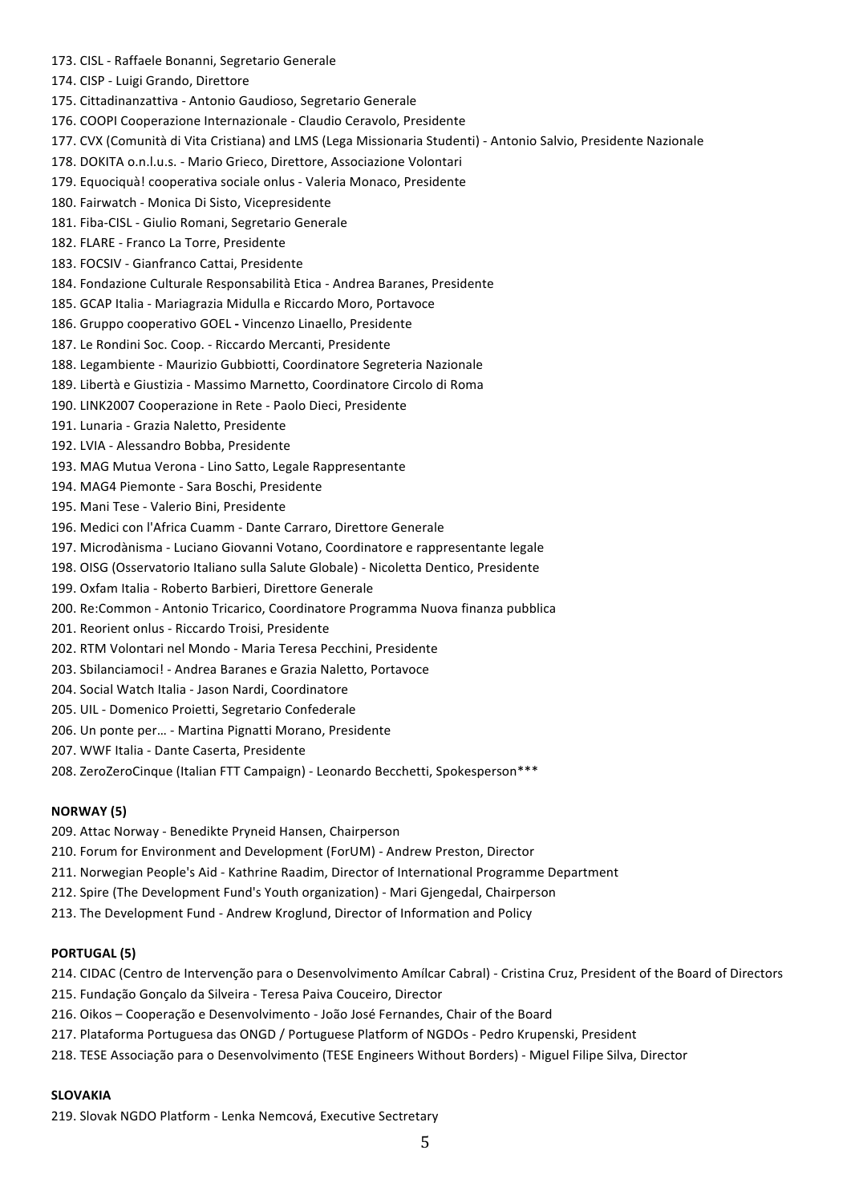173. CISL - Raffaele Bonanni, Segretario Generale
174. CISP - Luigi Grando, Direttore
175. Cittadinanzattiva - Antonio Gaudioso, Segretario Generale
176. COOPI Cooperazione Internazionale - Claudio Ceravolo, Presidente
177. CVX (Comunità di Vita Cristiana) and LMS (Lega Missionaria Studenti) - Antonio Salvio, Presidente Nazionale
178. DOKITA o.n.l.u.s. - Mario Grieco, Direttore, Associazione Volontari
179. Equociquà! cooperativa sociale onlus - Valeria Monaco, Presidente
180. Fairwatch - Monica Di Sisto, Vicepresidente
181. Fiba-CISL - Giulio Romani, Segretario Generale
182. FLARE - Franco La Torre, Presidente
183. FOCSIV - Gianfranco Cattai, Presidente
184. Fondazione Culturale Responsabilità Etica - Andrea Baranes, Presidente
185. GCAP Italia - Mariagrazia Midulla e Riccardo Moro, Portavoce
186. Gruppo cooperativo GOEL - Vincenzo Linaello, Presidente
187. Le Rondini Soc. Coop. - Riccardo Mercanti, Presidente
188. Legambiente - Maurizio Gubbiotti, Coordinatore Segreteria Nazionale
189. Libertà e Giustizia - Massimo Marnetto, Coordinatore Circolo di Roma
190. LINK2007 Cooperazione in Rete - Paolo Dieci, Presidente
191. Lunaria - Grazia Naletto, Presidente
192. LVIA - Alessandro Bobba, Presidente
193. MAG Mutua Verona - Lino Satto, Legale Rappresentante
194. MAG4 Piemonte - Sara Boschi, Presidente
195. Mani Tese - Valerio Bini, Presidente
196. Medici con l'Africa Cuamm - Dante Carraro, Direttore Generale
197. Microdànisma - Luciano Giovanni Votano, Coordinatore e rappresentante legale
198. OISG (Osservatorio Italiano sulla Salute Globale) - Nicoletta Dentico, Presidente
199. Oxfam Italia - Roberto Barbieri, Direttore Generale
200. Re:Common - Antonio Tricarico, Coordinatore Programma Nuova finanza pubblica
201. Reorient onlus - Riccardo Troisi, Presidente
202. RTM Volontari nel Mondo - Maria Teresa Pecchini, Presidente
203. Sbilanciamoci! - Andrea Baranes e Grazia Naletto, Portavoce
204. Social Watch Italia - Jason Nardi, Coordinatore
205. UIL - Domenico Proietti, Segretario Confederale
206. Un ponte per… - Martina Pignatti Morano, Presidente
207. WWF Italia - Dante Caserta, Presidente
208. ZeroZeroCinque (Italian FTT Campaign) - Leonardo Becchetti, Spokesperson***

**NORWAY (5)**

209. Attac Norway - Benedikte Pryneid Hansen, Chairperson
210. Forum for Environment and Development (ForUM) - Andrew Preston, Director
211. Norwegian People's Aid - Kathrine Raadim, Director of International Programme Department
212. Spire (The Development Fund's Youth organization) - Mari Gjengedal, Chairperson
213. The Development Fund - Andrew Kroglund, Director of Information and Policy

**PORTUGAL (5)**

214. CIDAC (Centro de Intervenção para o Desenvolvimento Amílcar Cabral) - Cristina Cruz, President of the Board of Directors
215. Fundação Gonçalo da Silveira - Teresa Paiva Couceiro, Director
216. Oikos – Cooperação e Desenvolvimento - João José Fernandes, Chair of the Board
217. Plataforma Portuguesa das ONGD / Portuguese Platform of NGDOs - Pedro Krupenski, President
218. TESE Associação para o Desenvolvimento (TESE Engineers Without Borders) - Miguel Filipe Silva, Director

**SLOVAKIA**

219. Slovak NGDO Platform - Lenka Nemcová, Executive Sectretary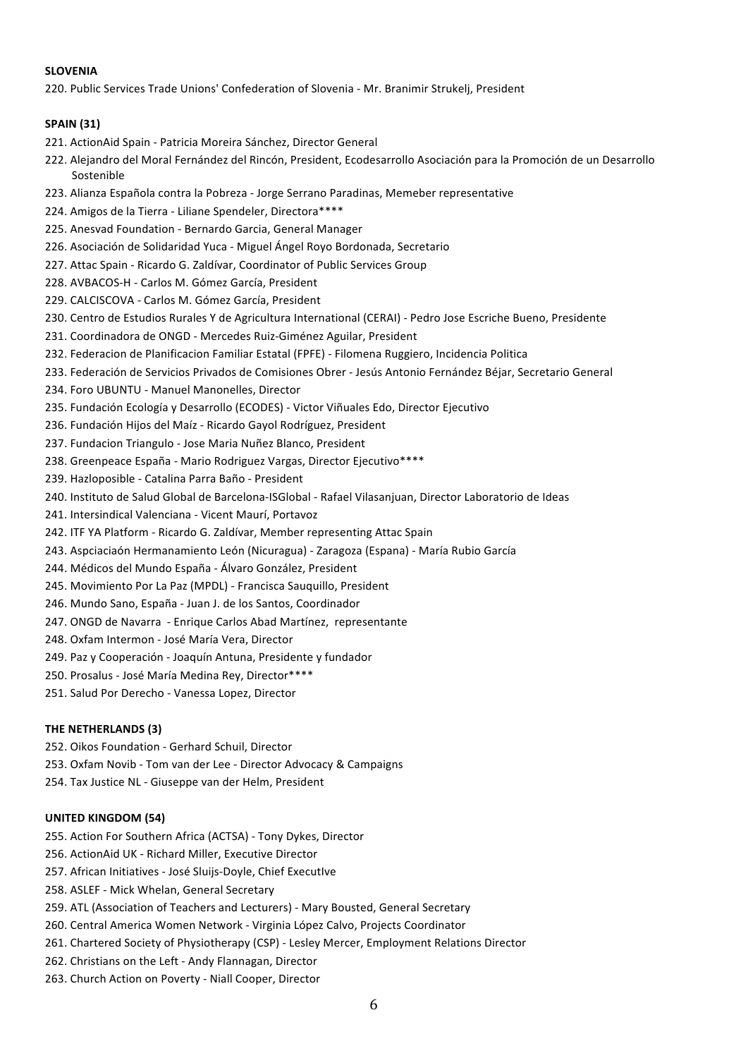**SLOVENIA**

220. Public Services Trade Unions' Confederation of Slovenia - Mr. Branimir Strukelj, President

**SPAIN (31)**

221. ActionAid Spain - Patricia Moreira Sánchez, Director General
222. Alejandro del Moral Fernández del Rincón, President, Ecodesarrollo Asociación para la Promoción de un Desarrollo Sostenible
223. Alianza Española contra la Pobreza - Jorge Serrano Paradinas, Memeber representative
224. Amigos de la Tierra - Liliane Spendeler, Directora****
225. Anesvad Foundation - Bernardo Garcia, General Manager
226. Asociación de Solidaridad Yuca - Miguel Ángel Royo Bordonada, Secretario
227. Attac Spain - Ricardo G. Zaldívar, Coordinator of Public Services Group
228. AVBACOS-H - Carlos M. Gómez García, President
229. CALCISCOVA - Carlos M. Gómez García, President
230. Centro de Estudios Rurales Y de Agricultura International (CERAI) - Pedro Jose Escriche Bueno, Presidente
231. Coordinadora de ONGD - Mercedes Ruiz-Giménez Aguilar, President
232. Federacion de Planificacion Familiar Estatal (FPFE) - Filomena Ruggiero, Incidencia Politica
233. Federación de Servicios Privados de Comisiones Obrer - Jesús Antonio Fernández Béjar, Secretario General
234. Foro UBUNTU - Manuel Manonelles, Director
235. Fundación Ecología y Desarrollo (ECODES) - Victor Viñuales Edo, Director Ejecutivo
236. Fundación Hijos del Maíz - Ricardo Gayol Rodríguez, President
237. Fundacion Triangulo - Jose Maria Nuñez Blanco, President
238. Greenpeace España - Mario Rodriguez Vargas, Director Ejecutivo****
239. Hazloposible - Catalina Parra Baño - President
240. Instituto de Salud Global de Barcelona-ISGlobal - Rafael Vilasanjuan, Director Laboratorio de Ideas
241. Intersindical Valenciana - Vicent Maurí, Portavoz
242. ITF YA Platform - Ricardo G. Zaldívar, Member representing Attac Spain
243. Aspciaciaón Hermanamiento León (Nicuragua) - Zaragoza (Espana) - María Rubio García
244. Médicos del Mundo España - Álvaro González, President
245. Movimiento Por La Paz (MPDL) - Francisca Sauquillo, President
246. Mundo Sano, España - Juan J. de los Santos, Coordinador
247. ONGD de Navarra - Enrique Carlos Abad Martínez, representante
248. Oxfam Intermon - José María Vera, Director
249. Paz y Cooperación - Joaquín Antuna, Presidente y fundador
250. Prosalus - José María Medina Rey, Director****
251. Salud Por Derecho - Vanessa Lopez, Director

**THE NETHERLANDS (3)**

252. Oikos Foundation - Gerhard Schuil, Director
253. Oxfam Novib - Tom van der Lee - Director Advocacy & Campaigns
254. Tax Justice NL - Giuseppe van der Helm, President

**UNITED KINGDOM (54)**

255. Action For Southern Africa (ACTSA) - Tony Dykes, Director
256. ActionAid UK - Richard Miller, Executive Director
257. African Initiatives - José Sluijs-Doyle, Chief ExecutIve
258. ASLEF - Mick Whelan, General Secretary
259. ATL (Association of Teachers and Lecturers) - Mary Bousted, General Secretary
260. Central America Women Network - Virginia López Calvo, Projects Coordinator
261. Chartered Society of Physiotherapy (CSP) - Lesley Mercer, Employment Relations Director
262. Christians on the Left - Andy Flannagan, Director
263. Church Action on Poverty - Niall Cooper, Director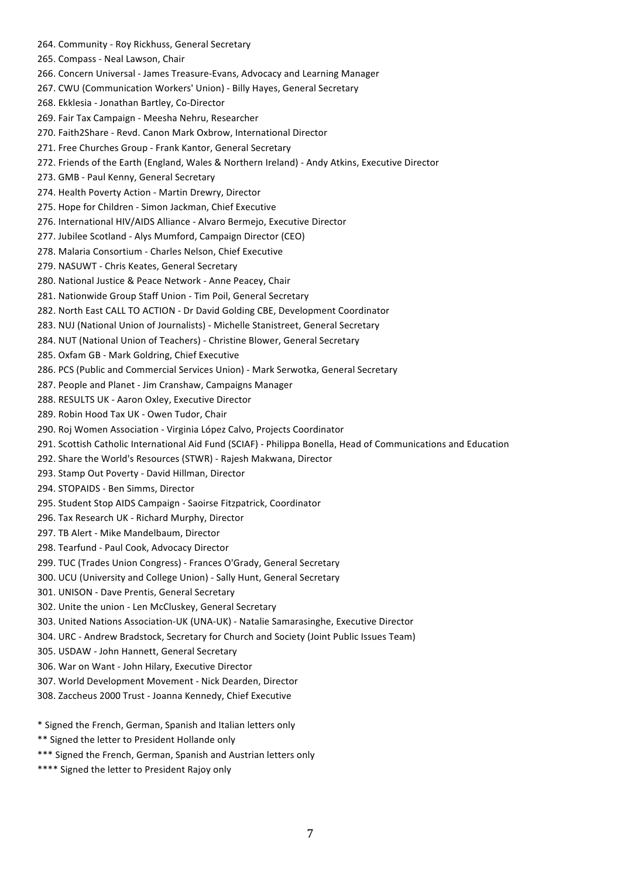264. Community - Roy Rickhuss, General Secretary
265. Compass - Neal Lawson, Chair
266. Concern Universal - James Treasure-Evans, Advocacy and Learning Manager
267. CWU (Communication Workers' Union) - Billy Hayes, General Secretary
268. Ekklesia - Jonathan Bartley, Co-Director
269. Fair Tax Campaign - Meesha Nehru, Researcher
270. Faith2Share - Revd. Canon Mark Oxbrow, International Director
271. Free Churches Group - Frank Kantor, General Secretary
272. Friends of the Earth (England, Wales & Northern Ireland) - Andy Atkins, Executive Director
273. GMB - Paul Kenny, General Secretary
274. Health Poverty Action - Martin Drewry, Director
275. Hope for Children - Simon Jackman, Chief Executive
276. International HIV/AIDS Alliance - Alvaro Bermejo, Executive Director
277. Jubilee Scotland - Alys Mumford, Campaign Director (CEO)
278. Malaria Consortium - Charles Nelson, Chief Executive
279. NASUWT - Chris Keates, General Secretary
280. National Justice & Peace Network - Anne Peacey, Chair
281. Nationwide Group Staff Union - Tim Poil, General Secretary
282. North East CALL TO ACTION - Dr David Golding CBE, Development Coordinator
283. NUJ (National Union of Journalists) - Michelle Stanistreet, General Secretary
284. NUT (National Union of Teachers) - Christine Blower, General Secretary
285. Oxfam GB - Mark Goldring, Chief Executive
286. PCS (Public and Commercial Services Union) - Mark Serwotka, General Secretary
287. People and Planet - Jim Cranshaw, Campaigns Manager
288. RESULTS UK - Aaron Oxley, Executive Director
289. Robin Hood Tax UK - Owen Tudor, Chair
290. Roj Women Association - Virginia López Calvo, Projects Coordinator
291. Scottish Catholic International Aid Fund (SCIAF) - Philippa Bonella, Head of Communications and Education
292. Share the World's Resources (STWR) - Rajesh Makwana, Director
293. Stamp Out Poverty - David Hillman, Director
294. STOPAIDS - Ben Simms, Director
295. Student Stop AIDS Campaign - Saoirse Fitzpatrick, Coordinator
296. Tax Research UK - Richard Murphy, Director
297. TB Alert - Mike Mandelbaum, Director
298. Tearfund - Paul Cook, Advocacy Director
299. TUC (Trades Union Congress) - Frances O'Grady, General Secretary
300. UCU (University and College Union) - Sally Hunt, General Secretary
301. UNISON - Dave Prentis, General Secretary
302. Unite the union - Len McCluskey, General Secretary
303. United Nations Association-UK (UNA-UK) - Natalie Samarasinghe, Executive Director
304. URC - Andrew Bradstock, Secretary for Church and Society (Joint Public Issues Team)
305. USDAW - John Hannett, General Secretary
306. War on Want - John Hilary, Executive Director
307. World Development Movement - Nick Dearden, Director
308. Zaccheus 2000 Trust - Joanna Kennedy, Chief Executive

\* Signed the French, German, Spanish and Italian letters only

\** Signed the letter to President Hollande only

\*** Signed the French, German, Spanish and Austrian letters only

\**** Signed the letter to President Rajoy only